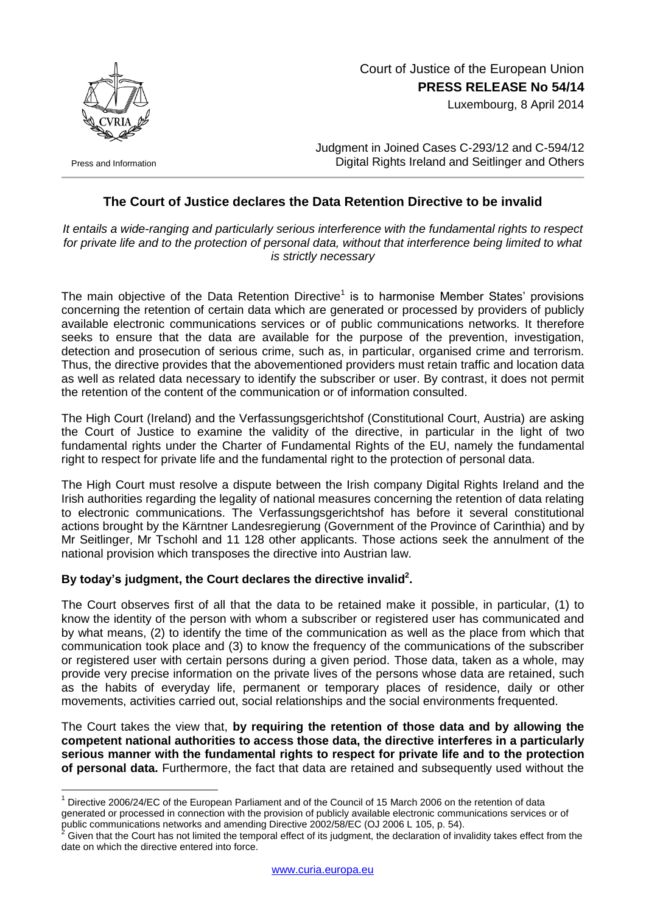Court of Justice of the European Union
**PRESS RELEASE No 54/14**
Luxembourg, 8 April 2014

Press and Information

Judgment in Joined Cases C-293/12 and C-594/12
Digital Rights Ireland and Seitlinger and Others

## The Court of Justice declares the Data Retention Directive to be invalid

*It entails a wide-ranging and particularly serious interference with the fundamental rights to respect for private life and to the protection of personal data, without that interference being limited to what is strictly necessary*

The main objective of the Data Retention Directive[1] is to harmonise Member States' provisions concerning the retention of certain data which are generated or processed by providers of publicly available electronic communications services or of public communications networks. It therefore seeks to ensure that the data are available for the purpose of the prevention, investigation, detection and prosecution of serious crime, such as, in particular, organised crime and terrorism. Thus, the directive provides that the abovementioned providers must retain traffic and location data as well as related data necessary to identify the subscriber or user. By contrast, it does not permit the retention of the content of the communication or of information consulted.

The High Court (Ireland) and the Verfassungsgerichtshof (Constitutional Court, Austria) are asking the Court of Justice to examine the validity of the directive, in particular in the light of two fundamental rights under the Charter of Fundamental Rights of the EU, namely the fundamental right to respect for private life and the fundamental right to the protection of personal data.

The High Court must resolve a dispute between the Irish company Digital Rights Ireland and the Irish authorities regarding the legality of national measures concerning the retention of data relating to electronic communications. The Verfassungsgerichtshof has before it several constitutional actions brought by the Kärntner Landesregierung (Government of the Province of Carinthia) and by Mr Seitlinger, Mr Tschohl and 11 128 other applicants. Those actions seek the annulment of the national provision which transposes the directive into Austrian law.

**By today's judgment, the Court declares the directive invalid[2].**

The Court observes first of all that the data to be retained make it possible, in particular, (1) to know the identity of the person with whom a subscriber or registered user has communicated and by what means, (2) to identify the time of the communication as well as the place from which that communication took place and (3) to know the frequency of the communications of the subscriber or registered user with certain persons during a given period. Those data, taken as a whole, may provide very precise information on the private lives of the persons whose data are retained, such as the habits of everyday life, permanent or temporary places of residence, daily or other movements, activities carried out, social relationships and the social environments frequented.

The Court takes the view that, **by requiring the retention of those data and by allowing the competent national authorities to access those data, the directive interferes in a particularly serious manner with the fundamental rights to respect for private life and to the protection of personal data.** Furthermore, the fact that data are retained and subsequently used without the

---

[1] Directive 2006/24/EC of the European Parliament and of the Council of 15 March 2006 on the retention of data generated or processed in connection with the provision of publicly available electronic communications services or of public communications networks and amending Directive 2002/58/EC (OJ 2006 L 105, p. 54).

[2] Given that the Court has not limited the temporal effect of its judgment, the declaration of invalidity takes effect from the date on which the directive entered into force.

www.curia.europa.eu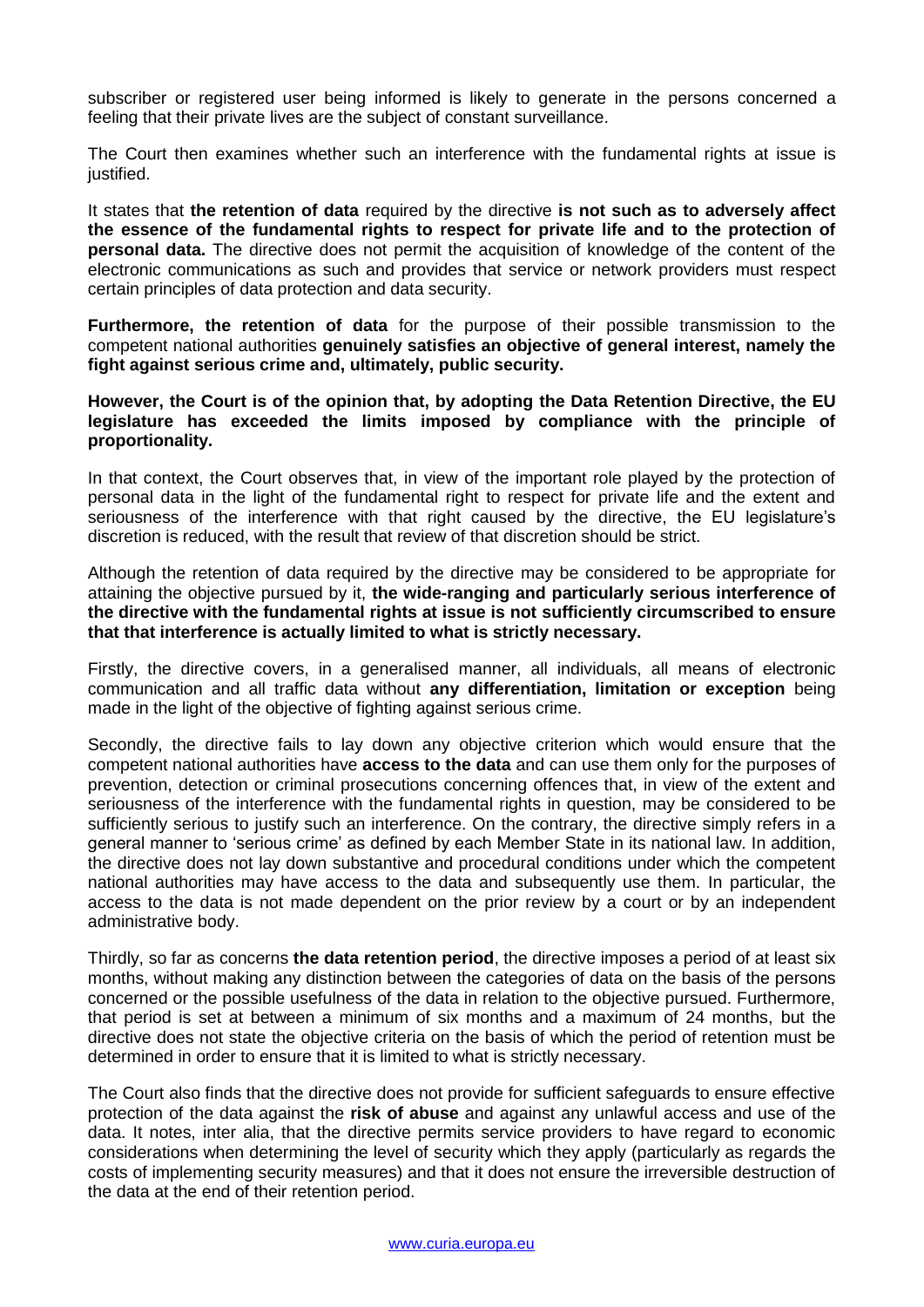subscriber or registered user being informed is likely to generate in the persons concerned a feeling that their private lives are the subject of constant surveillance.

The Court then examines whether such an interference with the fundamental rights at issue is justified.

It states that **the retention of data** required by the directive **is not such as to adversely affect the essence of the fundamental rights to respect for private life and to the protection of personal data.** The directive does not permit the acquisition of knowledge of the content of the electronic communications as such and provides that service or network providers must respect certain principles of data protection and data security.

**Furthermore, the retention of data** for the purpose of their possible transmission to the competent national authorities **genuinely satisfies an objective of general interest, namely the fight against serious crime and, ultimately, public security.**

**However, the Court is of the opinion that, by adopting the Data Retention Directive, the EU legislature has exceeded the limits imposed by compliance with the principle of proportionality.**

In that context, the Court observes that, in view of the important role played by the protection of personal data in the light of the fundamental right to respect for private life and the extent and seriousness of the interference with that right caused by the directive, the EU legislature's discretion is reduced, with the result that review of that discretion should be strict.

Although the retention of data required by the directive may be considered to be appropriate for attaining the objective pursued by it, **the wide-ranging and particularly serious interference of the directive with the fundamental rights at issue is not sufficiently circumscribed to ensure that that interference is actually limited to what is strictly necessary.**

Firstly, the directive covers, in a generalised manner, all individuals, all means of electronic communication and all traffic data without **any differentiation, limitation or exception** being made in the light of the objective of fighting against serious crime.

Secondly, the directive fails to lay down any objective criterion which would ensure that the competent national authorities have **access to the data** and can use them only for the purposes of prevention, detection or criminal prosecutions concerning offences that, in view of the extent and seriousness of the interference with the fundamental rights in question, may be considered to be sufficiently serious to justify such an interference. On the contrary, the directive simply refers in a general manner to 'serious crime' as defined by each Member State in its national law. In addition, the directive does not lay down substantive and procedural conditions under which the competent national authorities may have access to the data and subsequently use them. In particular, the access to the data is not made dependent on the prior review by a court or by an independent administrative body.

Thirdly, so far as concerns **the data retention period**, the directive imposes a period of at least six months, without making any distinction between the categories of data on the basis of the persons concerned or the possible usefulness of the data in relation to the objective pursued. Furthermore, that period is set at between a minimum of six months and a maximum of 24 months, but the directive does not state the objective criteria on the basis of which the period of retention must be determined in order to ensure that it is limited to what is strictly necessary.

The Court also finds that the directive does not provide for sufficient safeguards to ensure effective protection of the data against the **risk of abuse** and against any unlawful access and use of the data. It notes, inter alia, that the directive permits service providers to have regard to economic considerations when determining the level of security which they apply (particularly as regards the costs of implementing security measures) and that it does not ensure the irreversible destruction of the data at the end of their retention period.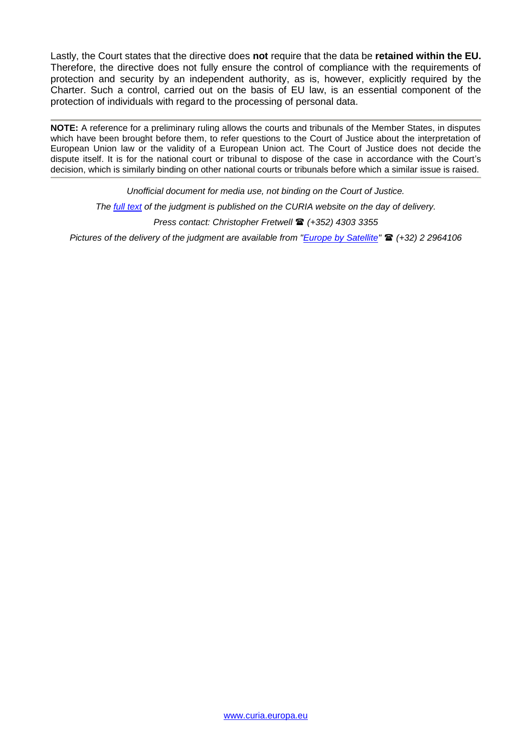Lastly, the Court states that the directive does **not** require that the data be **retained within the EU.** Therefore, the directive does not fully ensure the control of compliance with the requirements of protection and security by an independent authority, as is, however, explicitly required by the Charter. Such a control, carried out on the basis of EU law, is an essential component of the protection of individuals with regard to the processing of personal data.

---

**NOTE:** A reference for a preliminary ruling allows the courts and tribunals of the Member States, in disputes which have been brought before them, to refer questions to the Court of Justice about the interpretation of European Union law or the validity of a European Union act. The Court of Justice does not decide the dispute itself. It is for the national court or tribunal to dispose of the case in accordance with the Court's decision, which is similarly binding on other national courts or tribunals before which a similar issue is raised.

---

*Unofficial document for media use, not binding on the Court of Justice.*

*The full text of the judgment is published on the CURIA website on the day of delivery.*

*Press contact: Christopher Fretwell ☎ (+352) 4303 3355*

*Pictures of the delivery of the judgment are available from "Europe by Satellite" ☎ (+32) 2 2964106*

www.curia.europa.eu